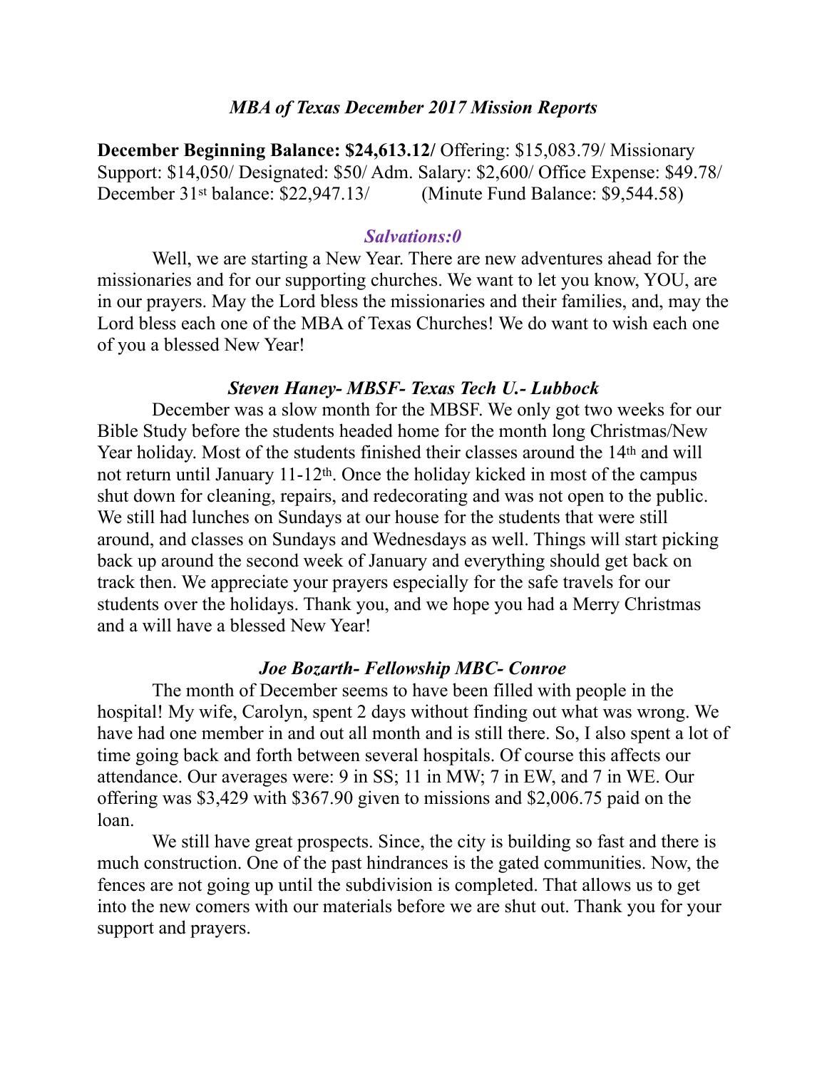## *MBA of Texas December 2017 Mission Reports*

**December Beginning Balance: $24,613.12/** Offering: $15,083.79/ Missionary Support: $14,050/ Designated: $50/ Adm. Salary: $2,600/ Office Expense: $49.78/ December 31st balance: $22,947.13/ (Minute Fund Balance: $9,544.58)

### *Salvations:0*

Well, we are starting a New Year. There are new adventures ahead for the missionaries and for our supporting churches. We want to let you know, YOU, are in our prayers. May the Lord bless the missionaries and their families, and, may the Lord bless each one of the MBA of Texas Churches! We do want to wish each one of you a blessed New Year!

### *Steven Haney- MBSF- Texas Tech U.- Lubbock*

December was a slow month for the MBSF. We only got two weeks for our Bible Study before the students headed home for the month long Christmas/New Year holiday. Most of the students finished their classes around the 14th and will not return until January 11-12th. Once the holiday kicked in most of the campus shut down for cleaning, repairs, and redecorating and was not open to the public. We still had lunches on Sundays at our house for the students that were still around, and classes on Sundays and Wednesdays as well. Things will start picking back up around the second week of January and everything should get back on track then. We appreciate your prayers especially for the safe travels for our students over the holidays. Thank you, and we hope you had a Merry Christmas and a will have a blessed New Year!

### *Joe Bozarth- Fellowship MBC- Conroe*

The month of December seems to have been filled with people in the hospital! My wife, Carolyn, spent 2 days without finding out what was wrong. We have had one member in and out all month and is still there. So, I also spent a lot of time going back and forth between several hospitals. Of course this affects our attendance. Our averages were: 9 in SS; 11 in MW; 7 in EW, and 7 in WE. Our offering was $3,429 with $367.90 given to missions and $2,006.75 paid on the loan.

We still have great prospects. Since, the city is building so fast and there is much construction. One of the past hindrances is the gated communities. Now, the fences are not going up until the subdivision is completed. That allows us to get into the new comers with our materials before we are shut out. Thank you for your support and prayers.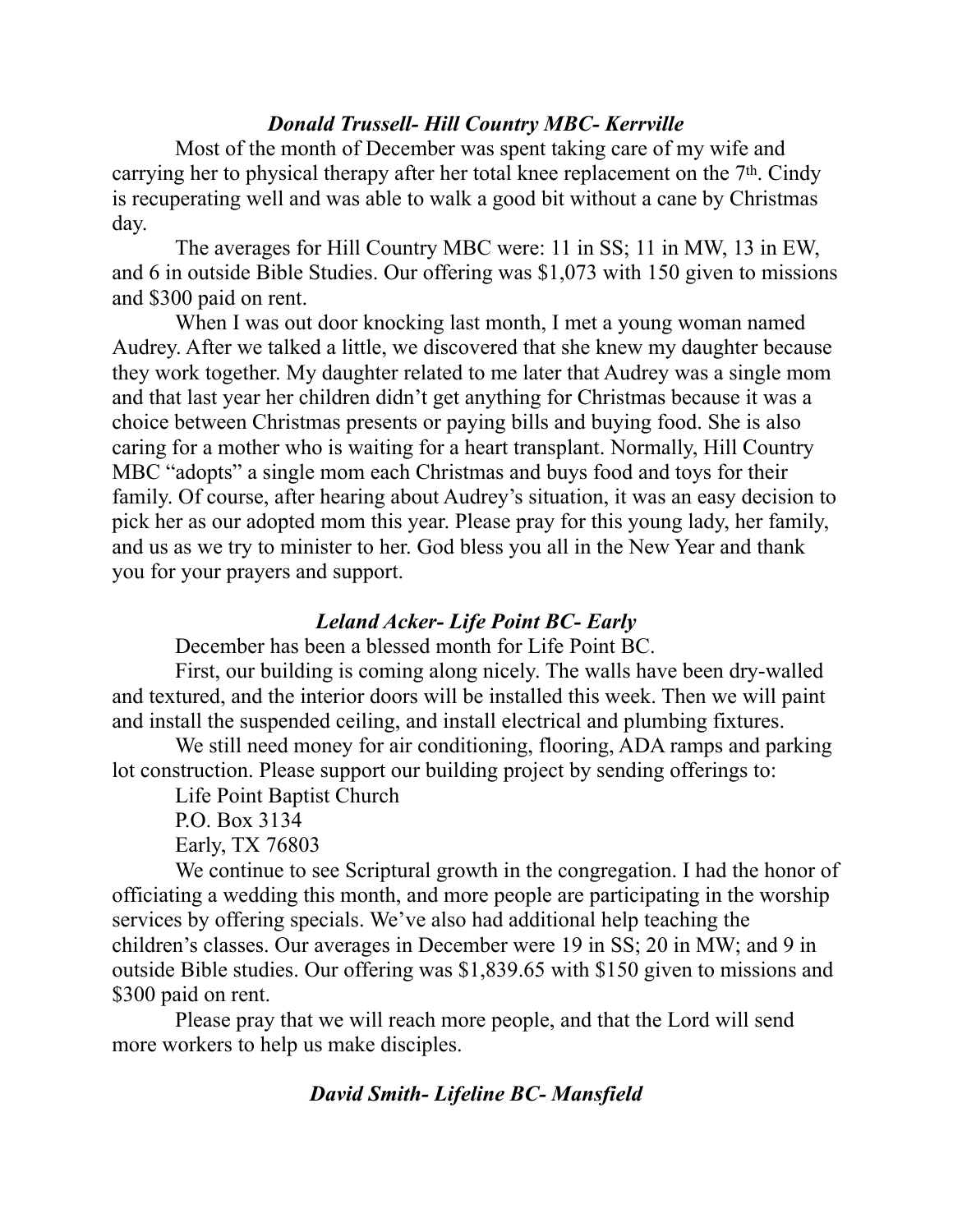### *Donald Trussell- Hill Country MBC- Kerrville*

Most of the month of December was spent taking care of my wife and carrying her to physical therapy after her total knee replacement on the 7th. Cindy is recuperating well and was able to walk a good bit without a cane by Christmas day.

The averages for Hill Country MBC were: 11 in SS; 11 in MW, 13 in EW, and 6 in outside Bible Studies. Our offering was $1,073 with 150 given to missions and $300 paid on rent.

When I was out door knocking last month, I met a young woman named Audrey. After we talked a little, we discovered that she knew my daughter because they work together. My daughter related to me later that Audrey was a single mom and that last year her children didn't get anything for Christmas because it was a choice between Christmas presents or paying bills and buying food. She is also caring for a mother who is waiting for a heart transplant. Normally, Hill Country MBC "adopts" a single mom each Christmas and buys food and toys for their family. Of course, after hearing about Audrey's situation, it was an easy decision to pick her as our adopted mom this year. Please pray for this young lady, her family, and us as we try to minister to her. God bless you all in the New Year and thank you for your prayers and support.

### *Leland Acker- Life Point BC- Early*

December has been a blessed month for Life Point BC.

First, our building is coming along nicely. The walls have been dry-walled and textured, and the interior doors will be installed this week. Then we will paint and install the suspended ceiling, and install electrical and plumbing fixtures.

We still need money for air conditioning, flooring, ADA ramps and parking lot construction. Please support our building project by sending offerings to:

Life Point Baptist Church  
P.O. Box 3134  
Early, TX 76803

We continue to see Scriptural growth in the congregation. I had the honor of officiating a wedding this month, and more people are participating in the worship services by offering specials. We've also had additional help teaching the children's classes. Our averages in December were 19 in SS; 20 in MW; and 9 in outside Bible studies. Our offering was $1,839.65 with $150 given to missions and $300 paid on rent.

Please pray that we will reach more people, and that the Lord will send more workers to help us make disciples.

### *David Smith- Lifeline BC- Mansfield*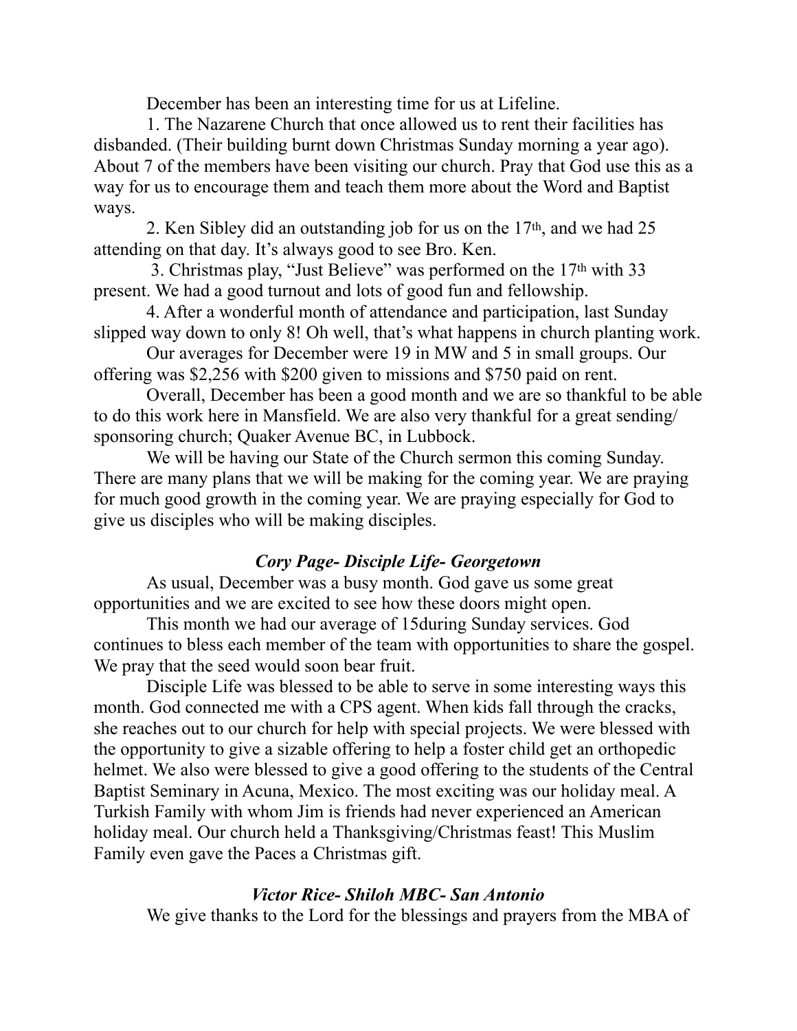December has been an interesting time for us at Lifeline.

1. The Nazarene Church that once allowed us to rent their facilities has disbanded. (Their building burnt down Christmas Sunday morning a year ago). About 7 of the members have been visiting our church. Pray that God use this as a way for us to encourage them and teach them more about the Word and Baptist ways.

2. Ken Sibley did an outstanding job for us on the 17th, and we had 25 attending on that day. It's always good to see Bro. Ken.

3. Christmas play, "Just Believe" was performed on the 17th with 33 present. We had a good turnout and lots of good fun and fellowship.

4. After a wonderful month of attendance and participation, last Sunday slipped way down to only 8! Oh well, that's what happens in church planting work.

Our averages for December were 19 in MW and 5 in small groups. Our offering was $2,256 with $200 given to missions and $750 paid on rent.

Overall, December has been a good month and we are so thankful to be able to do this work here in Mansfield. We are also very thankful for a great sending/ sponsoring church; Quaker Avenue BC, in Lubbock.

We will be having our State of the Church sermon this coming Sunday. There are many plans that we will be making for the coming year. We are praying for much good growth in the coming year. We are praying especially for God to give us disciples who will be making disciples.

### *Cory Page- Disciple Life- Georgetown*

As usual, December was a busy month. God gave us some great opportunities and we are excited to see how these doors might open.

This month we had our average of 15during Sunday services. God continues to bless each member of the team with opportunities to share the gospel. We pray that the seed would soon bear fruit.

Disciple Life was blessed to be able to serve in some interesting ways this month. God connected me with a CPS agent. When kids fall through the cracks, she reaches out to our church for help with special projects. We were blessed with the opportunity to give a sizable offering to help a foster child get an orthopedic helmet. We also were blessed to give a good offering to the students of the Central Baptist Seminary in Acuna, Mexico. The most exciting was our holiday meal. A Turkish Family with whom Jim is friends had never experienced an American holiday meal. Our church held a Thanksgiving/Christmas feast! This Muslim Family even gave the Paces a Christmas gift.

### *Victor Rice- Shiloh MBC- San Antonio*

We give thanks to the Lord for the blessings and prayers from the MBA of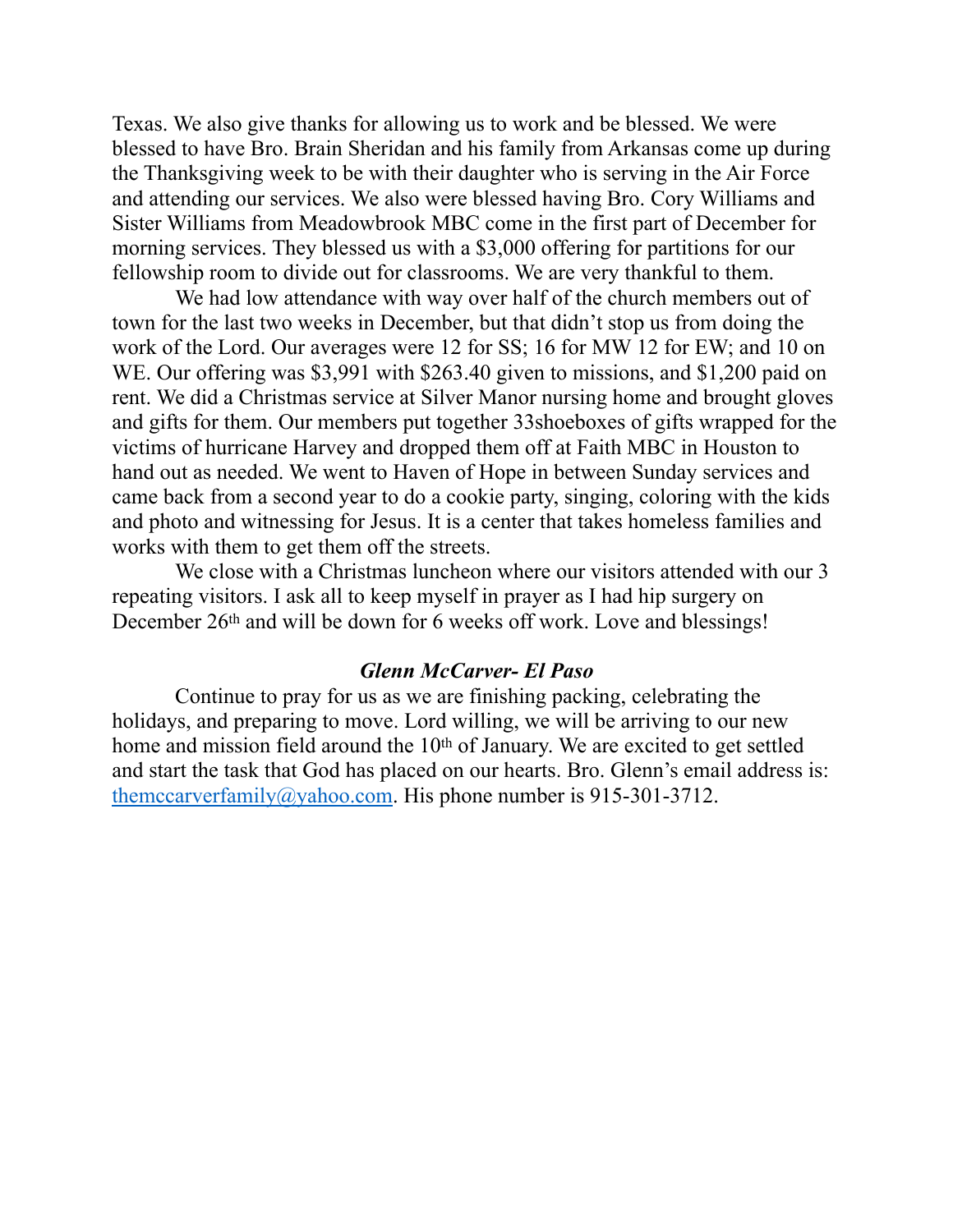Texas. We also give thanks for allowing us to work and be blessed. We were blessed to have Bro. Brain Sheridan and his family from Arkansas come up during the Thanksgiving week to be with their daughter who is serving in the Air Force and attending our services. We also were blessed having Bro. Cory Williams and Sister Williams from Meadowbrook MBC come in the first part of December for morning services. They blessed us with a $3,000 offering for partitions for our fellowship room to divide out for classrooms. We are very thankful to them.

We had low attendance with way over half of the church members out of town for the last two weeks in December, but that didn't stop us from doing the work of the Lord. Our averages were 12 for SS; 16 for MW 12 for EW; and 10 on WE. Our offering was $3,991 with $263.40 given to missions, and $1,200 paid on rent. We did a Christmas service at Silver Manor nursing home and brought gloves and gifts for them. Our members put together 33shoeboxes of gifts wrapped for the victims of hurricane Harvey and dropped them off at Faith MBC in Houston to hand out as needed. We went to Haven of Hope in between Sunday services and came back from a second year to do a cookie party, singing, coloring with the kids and photo and witnessing for Jesus. It is a center that takes homeless families and works with them to get them off the streets.

We close with a Christmas luncheon where our visitors attended with our 3 repeating visitors. I ask all to keep myself in prayer as I had hip surgery on December 26th and will be down for 6 weeks off work. Love and blessings!

### *Glenn McCarver- El Paso*

Continue to pray for us as we are finishing packing, celebrating the holidays, and preparing to move. Lord willing, we will be arriving to our new home and mission field around the 10th of January. We are excited to get settled and start the task that God has placed on our hearts. Bro. Glenn's email address is: themccarverfamily@yahoo.com. His phone number is 915-301-3712.